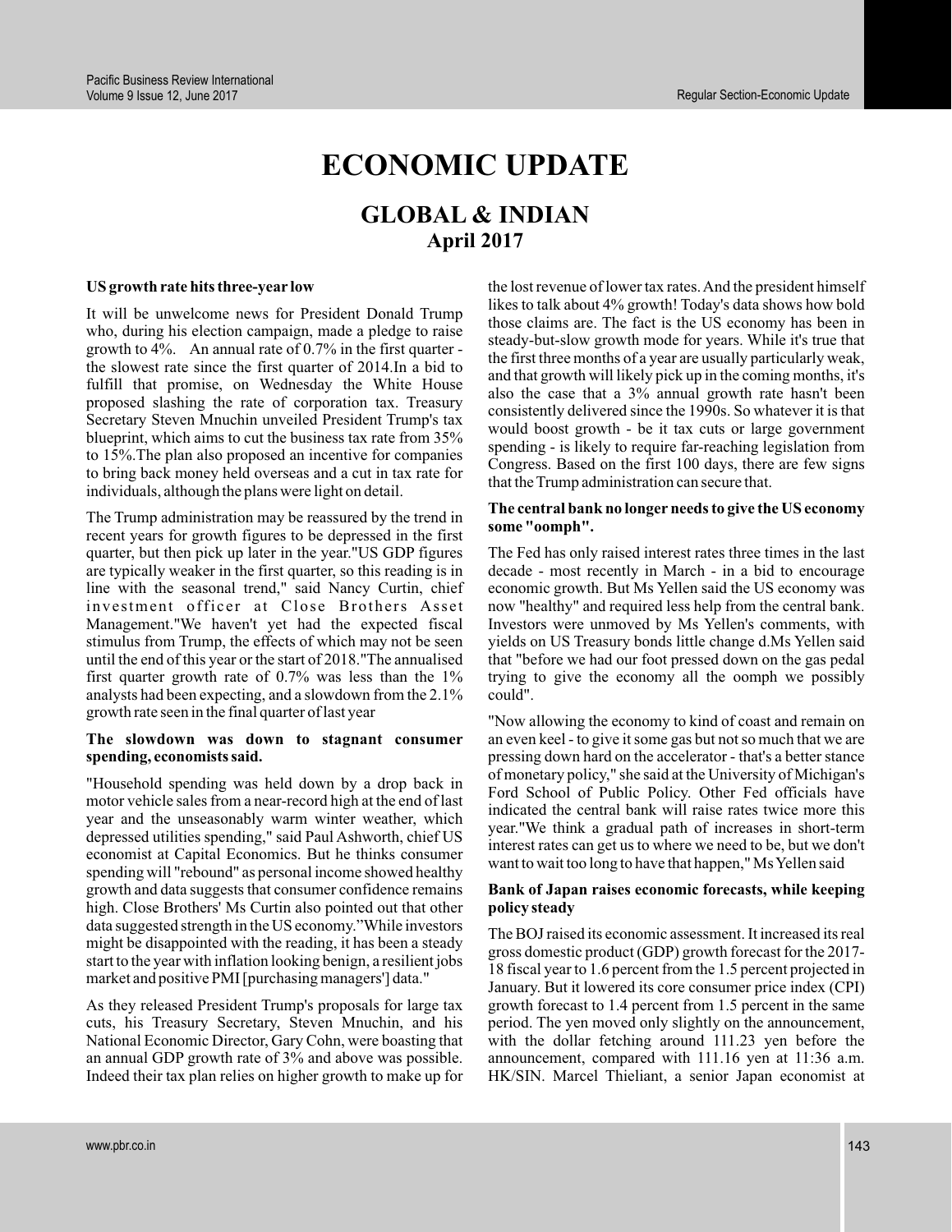# ECONOMIC UPDATE

## GLOBAL & INDIAN

## April 2017

**US growth rate hits three-year low**

It will be unwelcome news for President Donald Trump who, during his election campaign, made a pledge to raise growth to 4%. An annual rate of 0.7% in the first quarter - the slowest rate since the first quarter of 2014.In a bid to fulfill that promise, on Wednesday the White House proposed slashing the rate of corporation tax. Treasury Secretary Steven Mnuchin unveiled President Trump's tax blueprint, which aims to cut the business tax rate from 35% to 15%.The plan also proposed an incentive for companies to bring back money held overseas and a cut in tax rate for individuals, although the plans were light on detail.

The Trump administration may be reassured by the trend in recent years for growth figures to be depressed in the first quarter, but then pick up later in the year."US GDP figures are typically weaker in the first quarter, so this reading is in line with the seasonal trend," said Nancy Curtin, chief investment officer at Close Brothers Asset Management."We haven't yet had the expected fiscal stimulus from Trump, the effects of which may not be seen until the end of this year or the start of 2018."The annualised first quarter growth rate of 0.7% was less than the 1% analysts had been expecting, and a slowdown from the 2.1% growth rate seen in the final quarter of last year

**The slowdown was down to stagnant consumer spending, economists said.**

"Household spending was held down by a drop back in motor vehicle sales from a near-record high at the end of last year and the unseasonably warm winter weather, which depressed utilities spending," said Paul Ashworth, chief US economist at Capital Economics. But he thinks consumer spending will "rebound" as personal income showed healthy growth and data suggests that consumer confidence remains high. Close Brothers' Ms Curtin also pointed out that other data suggested strength in the US economy."While investors might be disappointed with the reading, it has been a steady start to the year with inflation looking benign, a resilient jobs market and positive PMI [purchasing managers'] data."

As they released President Trump's proposals for large tax cuts, his Treasury Secretary, Steven Mnuchin, and his National Economic Director, Gary Cohn, were boasting that an annual GDP growth rate of 3% and above was possible. Indeed their tax plan relies on higher growth to make up for the lost revenue of lower tax rates. And the president himself likes to talk about 4% growth! Today's data shows how bold those claims are. The fact is the US economy has been in steady-but-slow growth mode for years. While it's true that the first three months of a year are usually particularly weak, and that growth will likely pick up in the coming months, it's also the case that a 3% annual growth rate hasn't been consistently delivered since the 1990s. So whatever it is that would boost growth - be it tax cuts or large government spending - is likely to require far-reaching legislation from Congress. Based on the first 100 days, there are few signs that the Trump administration can secure that.

**The central bank no longer needs to give the US economy some "oomph".**

The Fed has only raised interest rates three times in the last decade - most recently in March - in a bid to encourage economic growth. But Ms Yellen said the US economy was now "healthy" and required less help from the central bank. Investors were unmoved by Ms Yellen's comments, with yields on US Treasury bonds little change d.Ms Yellen said that "before we had our foot pressed down on the gas pedal trying to give the economy all the oomph we possibly could".

"Now allowing the economy to kind of coast and remain on an even keel - to give it some gas but not so much that we are pressing down hard on the accelerator - that's a better stance of monetary policy," she said at the University of Michigan's Ford School of Public Policy. Other Fed officials have indicated the central bank will raise rates twice more this year."We think a gradual path of increases in short-term interest rates can get us to where we need to be, but we don't want to wait too long to have that happen," Ms Yellen said

**Bank of Japan raises economic forecasts, while keeping policy steady**

The BOJ raised its economic assessment. It increased its real gross domestic product (GDP) growth forecast for the 2017-18 fiscal year to 1.6 percent from the 1.5 percent projected in January. But it lowered its core consumer price index (CPI) growth forecast to 1.4 percent from 1.5 percent in the same period. The yen moved only slightly on the announcement, with the dollar fetching around 111.23 yen before the announcement, compared with 111.16 yen at 11:36 a.m. HK/SIN. Marcel Thieliant, a senior Japan economist at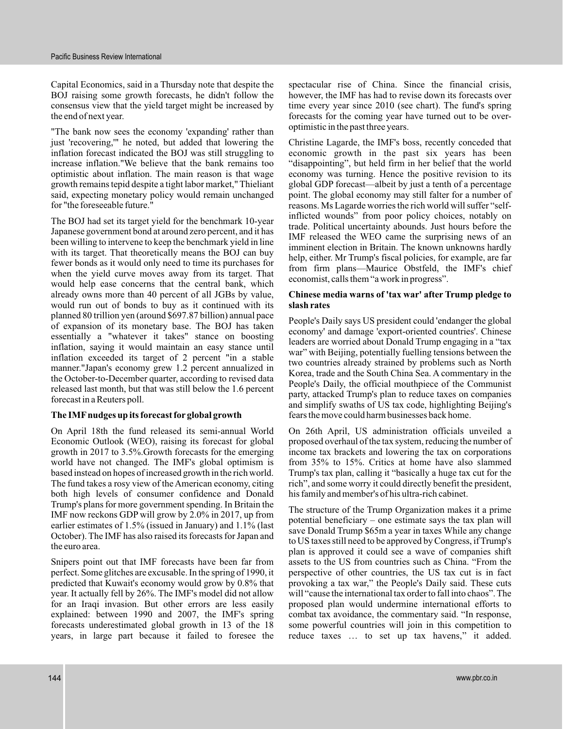Capital Economics, said in a Thursday note that despite the BOJ raising some growth forecasts, he didn't follow the consensus view that the yield target might be increased by the end of next year.

"The bank now sees the economy 'expanding' rather than just 'recovering,'" he noted, but added that lowering the inflation forecast indicated the BOJ was still struggling to increase inflation."We believe that the bank remains too optimistic about inflation. The main reason is that wage growth remains tepid despite a tight labor market," Thieliant said, expecting monetary policy would remain unchanged for "the foreseeable future."

The BOJ had set its target yield for the benchmark 10-year Japanese government bond at around zero percent, and it has been willing to intervene to keep the benchmark yield in line with its target. That theoretically means the BOJ can buy fewer bonds as it would only need to time its purchases for when the yield curve moves away from its target. That would help ease concerns that the central bank, which already owns more than 40 percent of all JGBs by value, would run out of bonds to buy as it continued with its planned 80 trillion yen (around $697.87 billion) annual pace of expansion of its monetary base. The BOJ has taken essentially a "whatever it takes" stance on boosting inflation, saying it would maintain an easy stance until inflation exceeded its target of 2 percent "in a stable manner."Japan's economy grew 1.2 percent annualized in the October-to-December quarter, according to revised data released last month, but that was still below the 1.6 percent forecast in a Reuters poll.

### The IMF nudges up its forecast for global growth

On April 18th the fund released its semi-annual World Economic Outlook (WEO), raising its forecast for global growth in 2017 to 3.5%.Growth forecasts for the emerging world have not changed. The IMF's global optimism is based instead on hopes of increased growth in the rich world. The fund takes a rosy view of the American economy, citing both high levels of consumer confidence and Donald Trump's plans for more government spending. In Britain the IMF now reckons GDP will grow by 2.0% in 2017, up from earlier estimates of 1.5% (issued in January) and 1.1% (last October). The IMF has also raised its forecasts for Japan and the euro area.

Snipers point out that IMF forecasts have been far from perfect. Some glitches are excusable. In the spring of 1990, it predicted that Kuwait's economy would grow by 0.8% that year. It actually fell by 26%. The IMF's model did not allow for an Iraqi invasion. But other errors are less easily explained: between 1990 and 2007, the IMF's spring forecasts underestimated global growth in 13 of the 18 years, in large part because it failed to foresee the spectacular rise of China. Since the financial crisis, however, the IMF has had to revise down its forecasts over time every year since 2010 (see chart). The fund's spring forecasts for the coming year have turned out to be over-optimistic in the past three years.

Christine Lagarde, the IMF's boss, recently conceded that economic growth in the past six years has been "disappointing", but held firm in her belief that the world economy was turning. Hence the positive revision to its global GDP forecast—albeit by just a tenth of a percentage point. The global economy may still falter for a number of reasons. Ms Lagarde worries the rich world will suffer "self-inflicted wounds" from poor policy choices, notably on trade. Political uncertainty abounds. Just hours before the IMF released the WEO came the surprising news of an imminent election in Britain. The known unknowns hardly help, either. Mr Trump's fiscal policies, for example, are far from firm plans—Maurice Obstfeld, the IMF's chief economist, calls them "a work in progress".

### Chinese media warns of 'tax war' after Trump pledge to slash rates

People's Daily says US president could 'endanger the global economy' and damage 'export-oriented countries'. Chinese leaders are worried about Donald Trump engaging in a "tax war" with Beijing, potentially fuelling tensions between the two countries already strained by problems such as North Korea, trade and the South China Sea. A commentary in the People's Daily, the official mouthpiece of the Communist party, attacked Trump's plan to reduce taxes on companies and simplify swaths of US tax code, highlighting Beijing's fears the move could harm businesses back home.

On 26th April, US administration officials unveiled a proposed overhaul of the tax system, reducing the number of income tax brackets and lowering the tax on corporations from 35% to 15%. Critics at home have also slammed Trump's tax plan, calling it "basically a huge tax cut for the rich", and some worry it could directly benefit the president, his family and member's of his ultra-rich cabinet.

The structure of the Trump Organization makes it a prime potential beneficiary – one estimate says the tax plan will save Donald Trump $65m a year in taxes While any change to US taxes still need to be approved by Congress, if Trump's plan is approved it could see a wave of companies shift assets to the US from countries such as China. "From the perspective of other countries, the US tax cut is in fact provoking a tax war," the People's Daily said. These cuts will "cause the international tax order to fall into chaos". The proposed plan would undermine international efforts to combat tax avoidance, the commentary said. "In response, some powerful countries will join in this competition to reduce taxes … to set up tax havens," it added.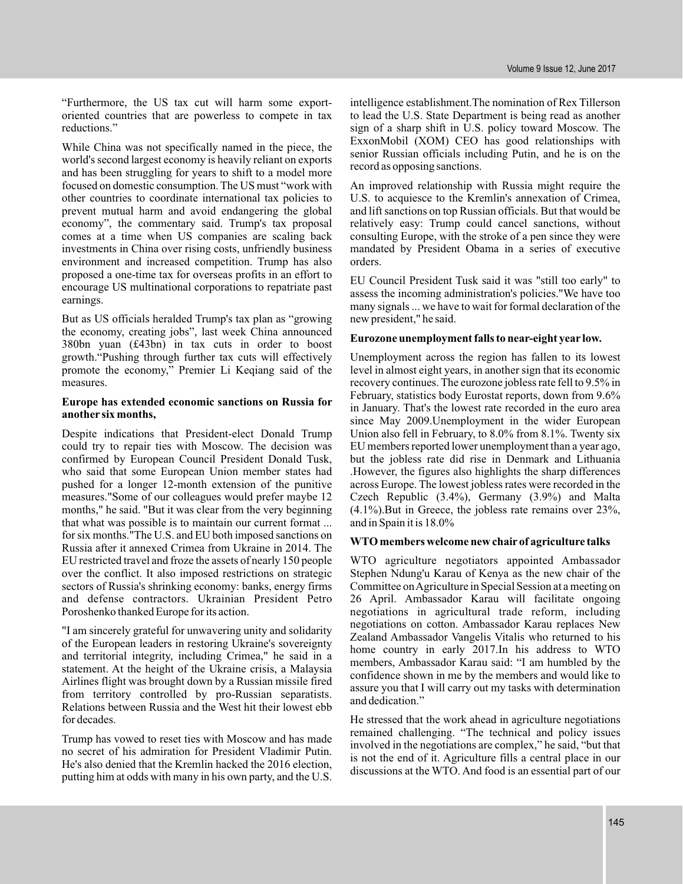"Furthermore, the US tax cut will harm some export-oriented countries that are powerless to compete in tax reductions."

While China was not specifically named in the piece, the world's second largest economy is heavily reliant on exports and has been struggling for years to shift to a model more focused on domestic consumption. The US must "work with other countries to coordinate international tax policies to prevent mutual harm and avoid endangering the global economy", the commentary said. Trump's tax proposal comes at a time when US companies are scaling back investments in China over rising costs, unfriendly business environment and increased competition. Trump has also proposed a one-time tax for overseas profits in an effort to encourage US multinational corporations to repatriate past earnings.

But as US officials heralded Trump's tax plan as "growing the economy, creating jobs", last week China announced 380bn yuan (£43bn) in tax cuts in order to boost growth."Pushing through further tax cuts will effectively promote the economy," Premier Li Keqiang said of the measures.

**Europe has extended economic sanctions on Russia for another six months,**

Despite indications that President-elect Donald Trump could try to repair ties with Moscow. The decision was confirmed by European Council President Donald Tusk, who said that some European Union member states had pushed for a longer 12-month extension of the punitive measures."Some of our colleagues would prefer maybe 12 months," he said. "But it was clear from the very beginning that what was possible is to maintain our current format ... for six months."The U.S. and EU both imposed sanctions on Russia after it annexed Crimea from Ukraine in 2014. The EU restricted travel and froze the assets of nearly 150 people over the conflict. It also imposed restrictions on strategic sectors of Russia's shrinking economy: banks, energy firms and defense contractors. Ukrainian President Petro Poroshenko thanked Europe for its action.

"I am sincerely grateful for unwavering unity and solidarity of the European leaders in restoring Ukraine's sovereignty and territorial integrity, including Crimea," he said in a statement. At the height of the Ukraine crisis, a Malaysia Airlines flight was brought down by a Russian missile fired from territory controlled by pro-Russian separatists. Relations between Russia and the West hit their lowest ebb for decades.

Trump has vowed to reset ties with Moscow and has made no secret of his admiration for President Vladimir Putin. He's also denied that the Kremlin hacked the 2016 election, putting him at odds with many in his own party, and the U.S. intelligence establishment.The nomination of Rex Tillerson to lead the U.S. State Department is being read as another sign of a sharp shift in U.S. policy toward Moscow. The ExxonMobil (XOM) CEO has good relationships with senior Russian officials including Putin, and he is on the record as opposing sanctions.

An improved relationship with Russia might require the U.S. to acquiesce to the Kremlin's annexation of Crimea, and lift sanctions on top Russian officials. But that would be relatively easy: Trump could cancel sanctions, without consulting Europe, with the stroke of a pen since they were mandated by President Obama in a series of executive orders.

EU Council President Tusk said it was "still too early" to assess the incoming administration's policies."We have too many signals ... we have to wait for formal declaration of the new president," he said.

**Eurozone unemployment falls to near-eight year low.**

Unemployment across the region has fallen to its lowest level in almost eight years, in another sign that its economic recovery continues. The eurozone jobless rate fell to 9.5% in February, statistics body Eurostat reports, down from 9.6% in January. That's the lowest rate recorded in the euro area since May 2009.Unemployment in the wider European Union also fell in February, to 8.0% from 8.1%. Twenty six EU members reported lower unemployment than a year ago, but the jobless rate did rise in Denmark and Lithuania .However, the figures also highlights the sharp differences across Europe. The lowest jobless rates were recorded in the Czech Republic (3.4%), Germany (3.9%) and Malta (4.1%).But in Greece, the jobless rate remains over 23%, and in Spain it is 18.0%

**WTO members welcome new chair of agriculture talks**

WTO agriculture negotiators appointed Ambassador Stephen Ndung'u Karau of Kenya as the new chair of the Committee on Agriculture in Special Session at a meeting on 26 April. Ambassador Karau will facilitate ongoing negotiations in agricultural trade reform, including negotiations on cotton. Ambassador Karau replaces New Zealand Ambassador Vangelis Vitalis who returned to his home country in early 2017.In his address to WTO members, Ambassador Karau said: "I am humbled by the confidence shown in me by the members and would like to assure you that I will carry out my tasks with determination and dedication."

He stressed that the work ahead in agriculture negotiations remained challenging. "The technical and policy issues involved in the negotiations are complex," he said, "but that is not the end of it. Agriculture fills a central place in our discussions at the WTO. And food is an essential part of our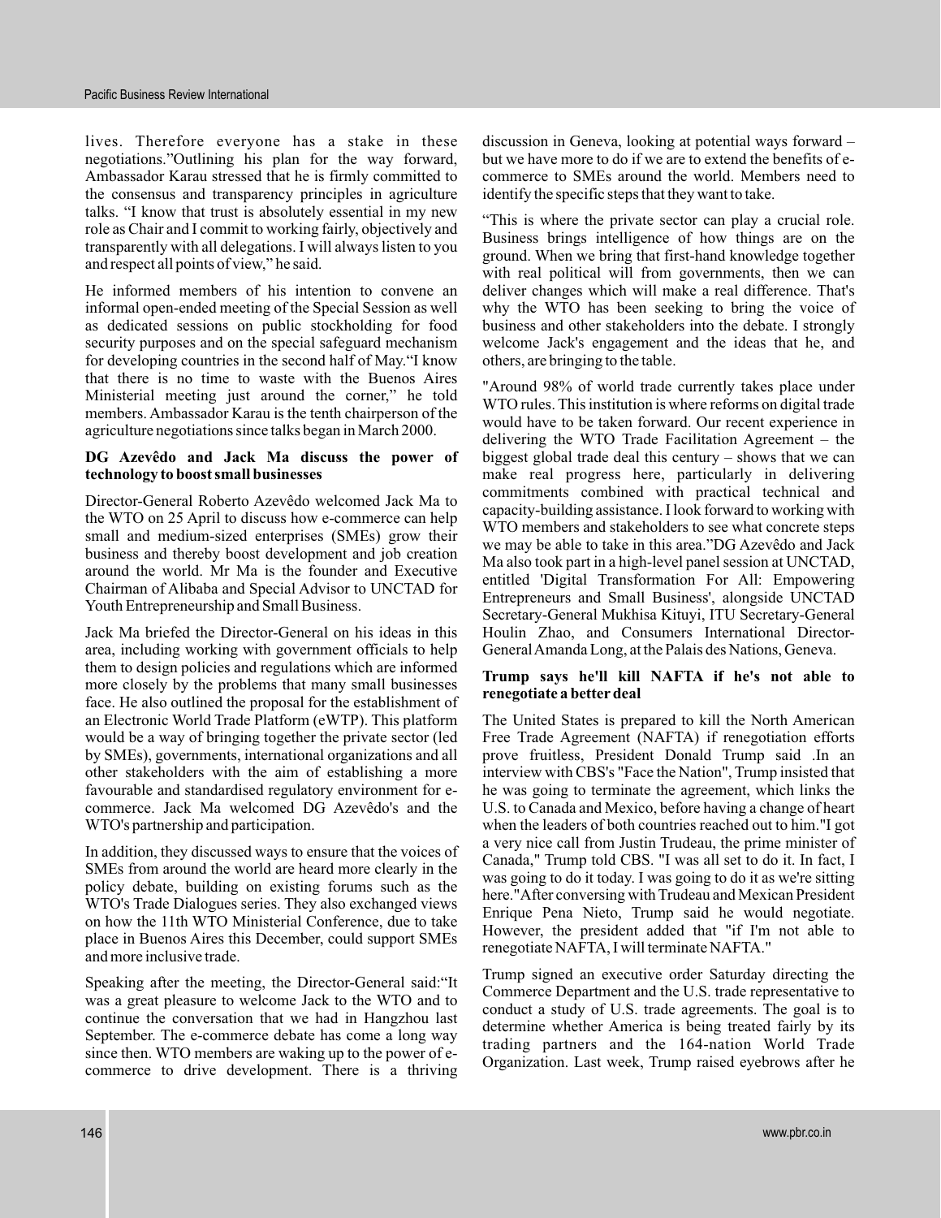lives. Therefore everyone has a stake in these negotiations."Outlining his plan for the way forward, Ambassador Karau stressed that he is firmly committed to the consensus and transparency principles in agriculture talks. "I know that trust is absolutely essential in my new role as Chair and I commit to working fairly, objectively and transparently with all delegations. I will always listen to you and respect all points of view," he said.

He informed members of his intention to convene an informal open-ended meeting of the Special Session as well as dedicated sessions on public stockholding for food security purposes and on the special safeguard mechanism for developing countries in the second half of May."I know that there is no time to waste with the Buenos Aires Ministerial meeting just around the corner," he told members. Ambassador Karau is the tenth chairperson of the agriculture negotiations since talks began in March 2000.

**DG Azevêdo and Jack Ma discuss the power of technology to boost small businesses**

Director-General Roberto Azevêdo welcomed Jack Ma to the WTO on 25 April to discuss how e-commerce can help small and medium-sized enterprises (SMEs) grow their business and thereby boost development and job creation around the world. Mr Ma is the founder and Executive Chairman of Alibaba and Special Advisor to UNCTAD for Youth Entrepreneurship and Small Business.

Jack Ma briefed the Director-General on his ideas in this area, including working with government officials to help them to design policies and regulations which are informed more closely by the problems that many small businesses face. He also outlined the proposal for the establishment of an Electronic World Trade Platform (eWTP). This platform would be a way of bringing together the private sector (led by SMEs), governments, international organizations and all other stakeholders with the aim of establishing a more favourable and standardised regulatory environment for e-commerce. Jack Ma welcomed DG Azevêdo's and the WTO's partnership and participation.

In addition, they discussed ways to ensure that the voices of SMEs from around the world are heard more clearly in the policy debate, building on existing forums such as the WTO's Trade Dialogues series. They also exchanged views on how the 11th WTO Ministerial Conference, due to take place in Buenos Aires this December, could support SMEs and more inclusive trade.

Speaking after the meeting, the Director-General said:"It was a great pleasure to welcome Jack to the WTO and to continue the conversation that we had in Hangzhou last September. The e-commerce debate has come a long way since then. WTO members are waking up to the power of e-commerce to drive development. There is a thriving discussion in Geneva, looking at potential ways forward – but we have more to do if we are to extend the benefits of e-commerce to SMEs around the world. Members need to identify the specific steps that they want to take.

"This is where the private sector can play a crucial role. Business brings intelligence of how things are on the ground. When we bring that first-hand knowledge together with real political will from governments, then we can deliver changes which will make a real difference. That's why the WTO has been seeking to bring the voice of business and other stakeholders into the debate. I strongly welcome Jack's engagement and the ideas that he, and others, are bringing to the table.

"Around 98% of world trade currently takes place under WTO rules. This institution is where reforms on digital trade would have to be taken forward. Our recent experience in delivering the WTO Trade Facilitation Agreement – the biggest global trade deal this century – shows that we can make real progress here, particularly in delivering commitments combined with practical technical and capacity-building assistance. I look forward to working with WTO members and stakeholders to see what concrete steps we may be able to take in this area."DG Azevêdo and Jack Ma also took part in a high-level panel session at UNCTAD, entitled 'Digital Transformation For All: Empowering Entrepreneurs and Small Business', alongside UNCTAD Secretary-General Mukhisa Kituyi, ITU Secretary-General Houlin Zhao, and Consumers International Director-General Amanda Long, at the Palais des Nations, Geneva.

**Trump says he'll kill NAFTA if he's not able to renegotiate a better deal**

The United States is prepared to kill the North American Free Trade Agreement (NAFTA) if renegotiation efforts prove fruitless, President Donald Trump said .In an interview with CBS's "Face the Nation", Trump insisted that he was going to terminate the agreement, which links the U.S. to Canada and Mexico, before having a change of heart when the leaders of both countries reached out to him."I got a very nice call from Justin Trudeau, the prime minister of Canada," Trump told CBS. "I was all set to do it. In fact, I was going to do it today. I was going to do it as we're sitting here."After conversing with Trudeau and Mexican President Enrique Pena Nieto, Trump said he would negotiate. However, the president added that "if I'm not able to renegotiate NAFTA, I will terminate NAFTA."

Trump signed an executive order Saturday directing the Commerce Department and the U.S. trade representative to conduct a study of U.S. trade agreements. The goal is to determine whether America is being treated fairly by its trading partners and the 164-nation World Trade Organization. Last week, Trump raised eyebrows after he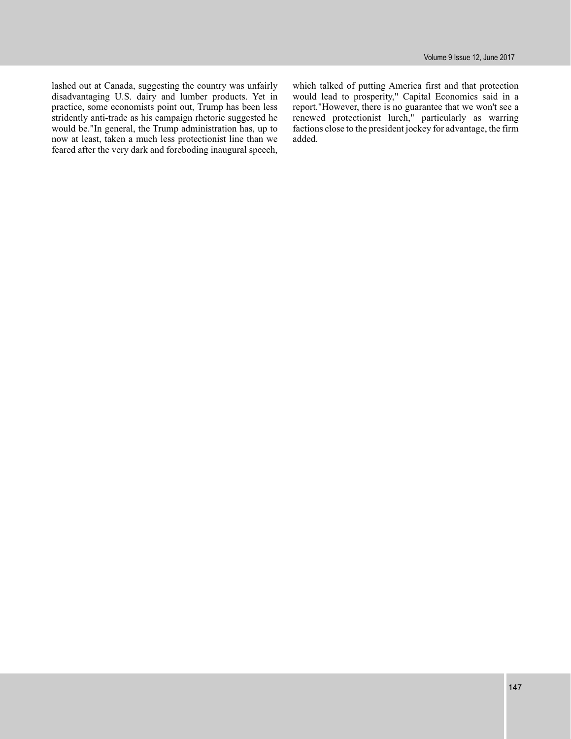lashed out at Canada, suggesting the country was unfairly disadvantaging U.S. dairy and lumber products. Yet in practice, some economists point out, Trump has been less stridently anti-trade as his campaign rhetoric suggested he would be."In general, the Trump administration has, up to now at least, taken a much less protectionist line than we feared after the very dark and foreboding inaugural speech, which talked of putting America first and that protection would lead to prosperity," Capital Economics said in a report."However, there is no guarantee that we won't see a renewed protectionist lurch," particularly as warring factions close to the president jockey for advantage, the firm added.